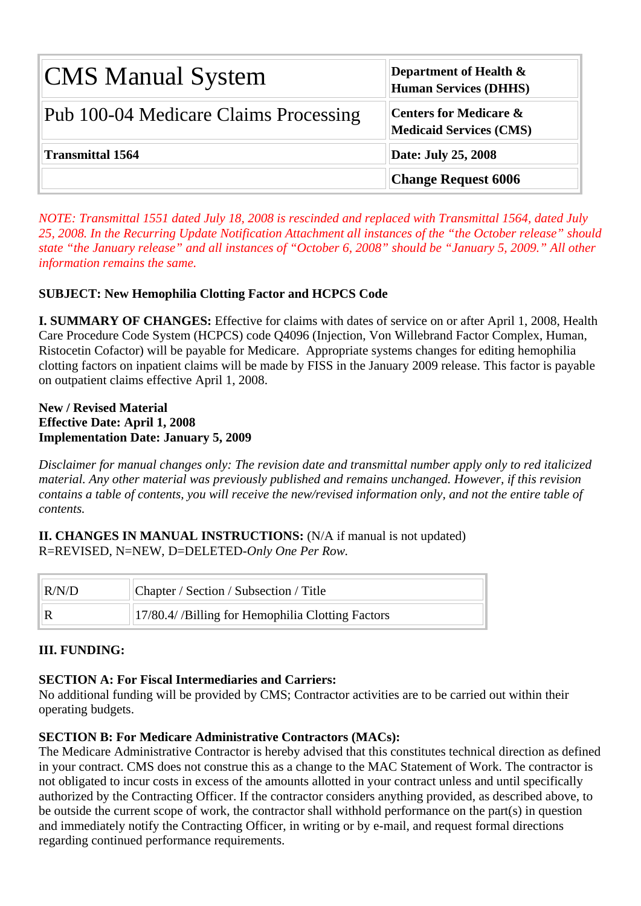| CMS Manual System | Department of Health & Human Services (DHHS) |
|---|---|
| Pub 100-04 Medicare Claims Processing | Centers for Medicare & Medicaid Services (CMS) |
| **Transmittal 1564** | **Date: July 25, 2008** |
| | **Change Request 6006** |

*NOTE: Transmittal 1551 dated July 18, 2008 is rescinded and replaced with Transmittal 1564, dated July 25, 2008. In the Recurring Update Notification Attachment all instances of the "the October release" should state "the January release" and all instances of "October 6, 2008" should be "January 5, 2009." All other information remains the same.*

**SUBJECT: New Hemophilia Clotting Factor and HCPCS Code**

**I. SUMMARY OF CHANGES:** Effective for claims with dates of service on or after April 1, 2008, Health Care Procedure Code System (HCPCS) code Q4096 (Injection, Von Willebrand Factor Complex, Human, Ristocetin Cofactor) will be payable for Medicare. Appropriate systems changes for editing hemophilia clotting factors on inpatient claims will be made by FISS in the January 2009 release. This factor is payable on outpatient claims effective April 1, 2008.

**New / Revised Material**
**Effective Date: April 1, 2008**
**Implementation Date: January 5, 2009**

*Disclaimer for manual changes only: The revision date and transmittal number apply only to red italicized material. Any other material was previously published and remains unchanged. However, if this revision contains a table of contents, you will receive the new/revised information only, and not the entire table of contents.*

**II. CHANGES IN MANUAL INSTRUCTIONS:** (N/A if manual is not updated)
R=REVISED, N=NEW, D=DELETED-*Only One Per Row.*

| R/N/D | Chapter / Section / Subsection / Title |
|---|---|
| R | 17/80.4/ /Billing for Hemophilia Clotting Factors |

**III. FUNDING:**

**SECTION A: For Fiscal Intermediaries and Carriers:**
No additional funding will be provided by CMS; Contractor activities are to be carried out within their operating budgets.

**SECTION B: For Medicare Administrative Contractors (MACs):**
The Medicare Administrative Contractor is hereby advised that this constitutes technical direction as defined in your contract. CMS does not construe this as a change to the MAC Statement of Work. The contractor is not obligated to incur costs in excess of the amounts allotted in your contract unless and until specifically authorized by the Contracting Officer. If the contractor considers anything provided, as described above, to be outside the current scope of work, the contractor shall withhold performance on the part(s) in question and immediately notify the Contracting Officer, in writing or by e-mail, and request formal directions regarding continued performance requirements.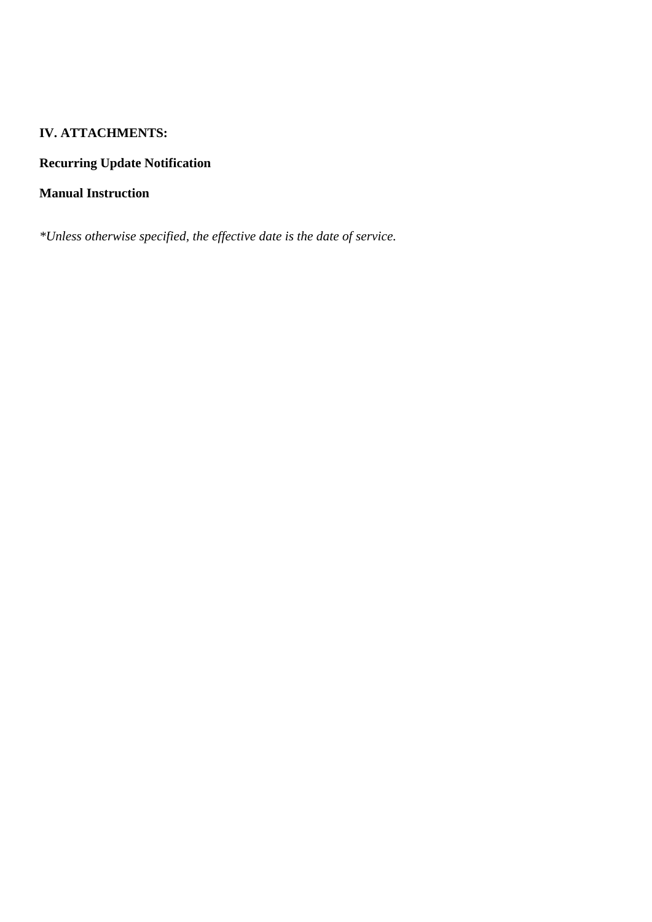**IV. ATTACHMENTS:**

**Recurring Update Notification**

**Manual Instruction**

*\*Unless otherwise specified, the effective date is the date of service.*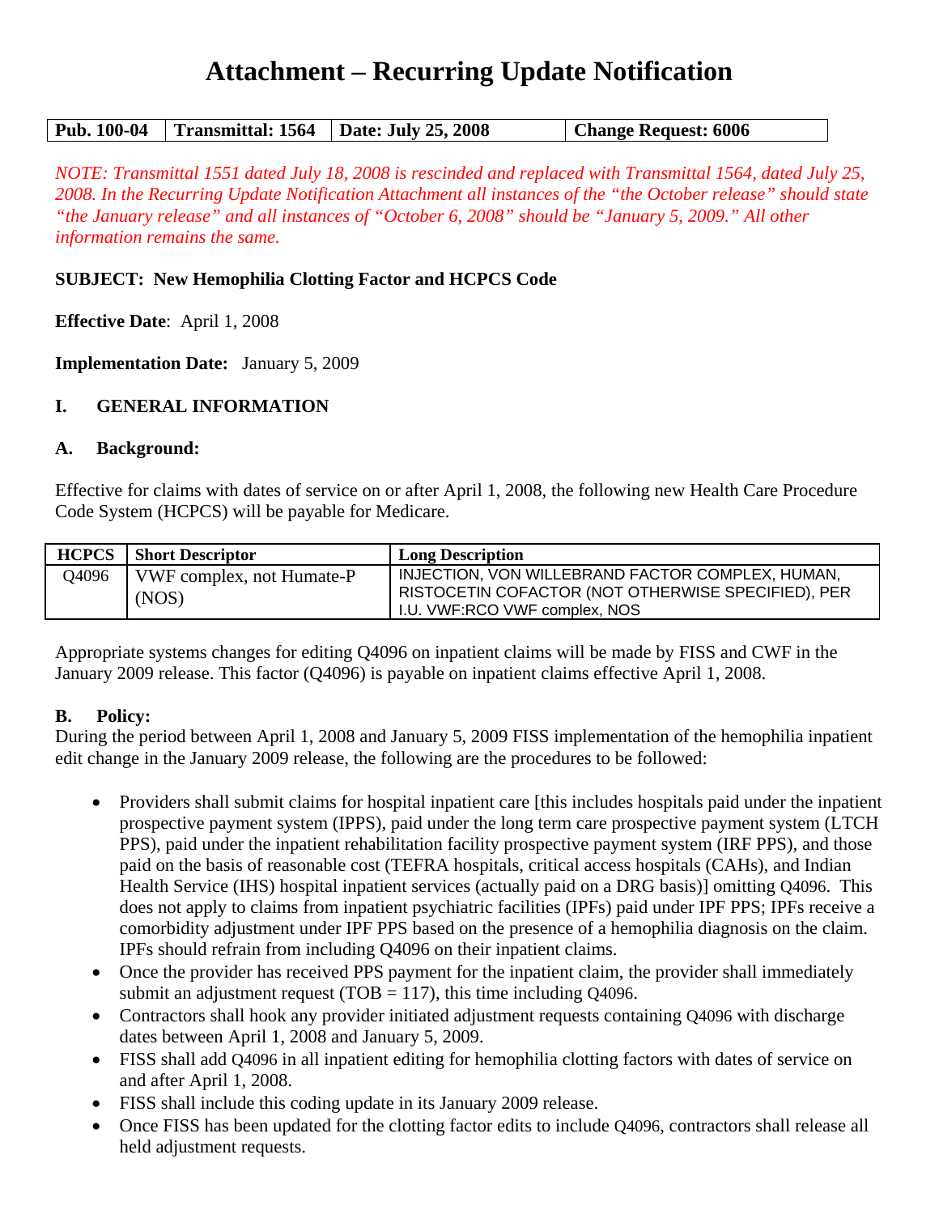# Attachment – Recurring Update Notification

| Pub. 100-04 | Transmittal: 1564 | Date: July 25, 2008 | Change Request: 6006 |
|---|---|---|---|

*NOTE: Transmittal 1551 dated July 18, 2008 is rescinded and replaced with Transmittal 1564, dated July 25, 2008. In the Recurring Update Notification Attachment all instances of the "the October release" should state "the January release" and all instances of "October 6, 2008" should be "January 5, 2009." All other information remains the same.*

**SUBJECT: New Hemophilia Clotting Factor and HCPCS Code**

**Effective Date**: April 1, 2008

**Implementation Date:** January 5, 2009

## I. GENERAL INFORMATION

### A. Background:

Effective for claims with dates of service on or after April 1, 2008, the following new Health Care Procedure Code System (HCPCS) will be payable for Medicare.

| HCPCS | Short Descriptor | Long Description |
|---|---|---|
| Q4096 | VWF complex, not Humate-P (NOS) | INJECTION, VON WILLEBRAND FACTOR COMPLEX, HUMAN, RISTOCETIN COFACTOR (NOT OTHERWISE SPECIFIED), PER I.U. VWF:RCO VWF complex, NOS |

Appropriate systems changes for editing Q4096 on inpatient claims will be made by FISS and CWF in the January 2009 release. This factor (Q4096) is payable on inpatient claims effective April 1, 2008.

### B. Policy:

During the period between April 1, 2008 and January 5, 2009 FISS implementation of the hemophilia inpatient edit change in the January 2009 release, the following are the procedures to be followed:

- Providers shall submit claims for hospital inpatient care [this includes hospitals paid under the inpatient prospective payment system (IPPS), paid under the long term care prospective payment system (LTCH PPS), paid under the inpatient rehabilitation facility prospective payment system (IRF PPS), and those paid on the basis of reasonable cost (TEFRA hospitals, critical access hospitals (CAHs), and Indian Health Service (IHS) hospital inpatient services (actually paid on a DRG basis)] omitting Q4096. This does not apply to claims from inpatient psychiatric facilities (IPFs) paid under IPF PPS; IPFs receive a comorbidity adjustment under IPF PPS based on the presence of a hemophilia diagnosis on the claim. IPFs should refrain from including Q4096 on their inpatient claims.
- Once the provider has received PPS payment for the inpatient claim, the provider shall immediately submit an adjustment request (TOB = 117), this time including Q4096.
- Contractors shall hook any provider initiated adjustment requests containing Q4096 with discharge dates between April 1, 2008 and January 5, 2009.
- FISS shall add Q4096 in all inpatient editing for hemophilia clotting factors with dates of service on and after April 1, 2008.
- FISS shall include this coding update in its January 2009 release.
- Once FISS has been updated for the clotting factor edits to include Q4096, contractors shall release all held adjustment requests.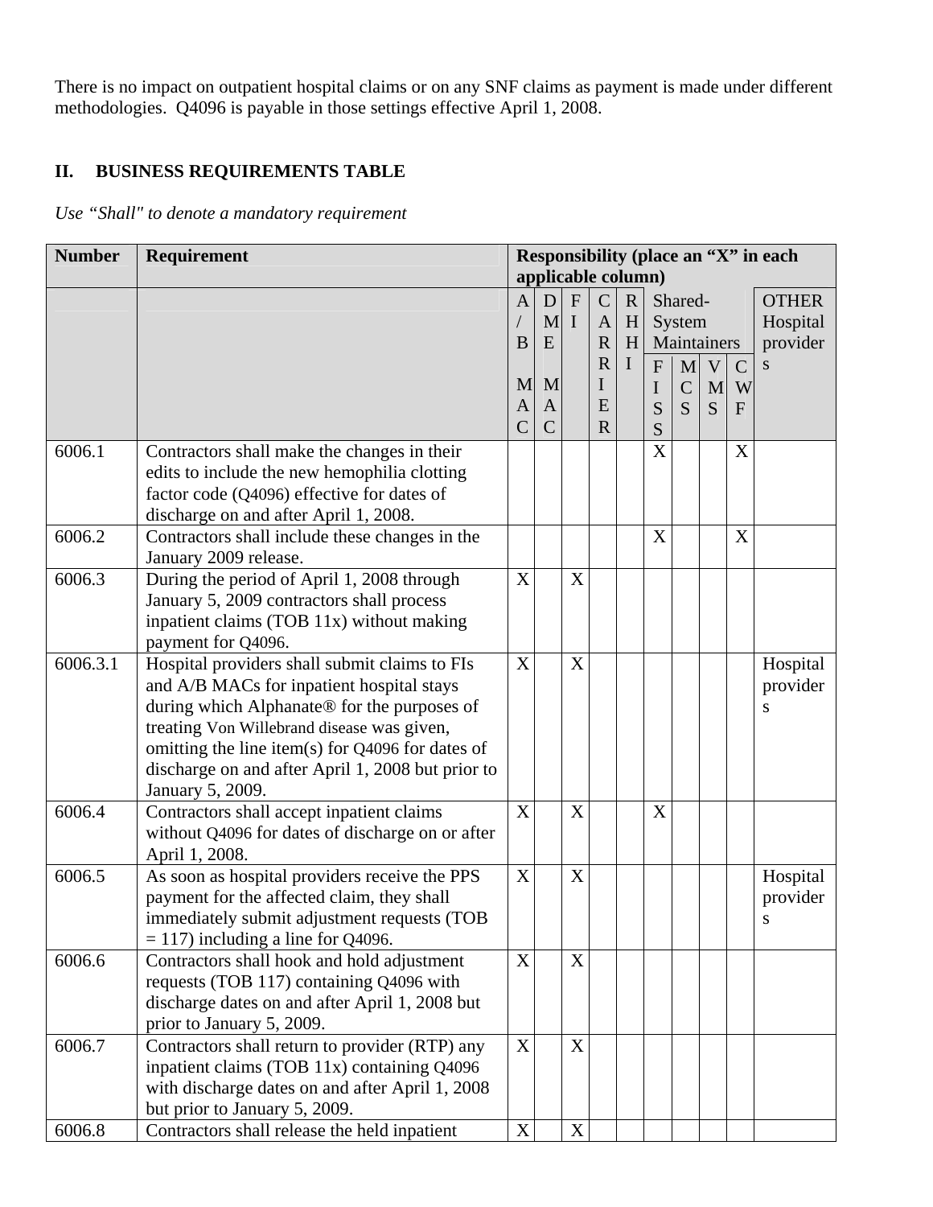There is no impact on outpatient hospital claims or on any SNF claims as payment is made under different methodologies. Q4096 is payable in those settings effective April 1, 2008.

## II. BUSINESS REQUIREMENTS TABLE

*Use "Shall" to denote a mandatory requirement*

| Number | Requirement | Responsibility (place an "X" in each applicable column) | | | | | | | | | |
|---|---|---|---|---|---|---|---|---|---|---|---|
| | | A/B MAC | DME MAC | FI | CARRIER | RHHI | Shared-System Maintainers | | | | OTHER Hospital providers |
| | | | | | | | FISS | MCS | VMS | CWF | |
| 6006.1 | Contractors shall make the changes in their edits to include the new hemophilia clotting factor code (Q4096) effective for dates of discharge on and after April 1, 2008. | | | | | | X | | | X | |
| 6006.2 | Contractors shall include these changes in the January 2009 release. | | | | | | X | | | X | |
| 6006.3 | During the period of April 1, 2008 through January 5, 2009 contractors shall process inpatient claims (TOB 11x) without making payment for Q4096. | X | | X | | | | | | | |
| 6006.3.1 | Hospital providers shall submit claims to FIs and A/B MACs for inpatient hospital stays during which Alphanate® for the purposes of treating Von Willebrand disease was given, omitting the line item(s) for Q4096 for dates of discharge on and after April 1, 2008 but prior to January 5, 2009. | X | | X | | | | | | | Hospital providers |
| 6006.4 | Contractors shall accept inpatient claims without Q4096 for dates of discharge on or after April 1, 2008. | X | | X | | | X | | | | |
| 6006.5 | As soon as hospital providers receive the PPS payment for the affected claim, they shall immediately submit adjustment requests (TOB = 117) including a line for Q4096. | X | | X | | | | | | | Hospital providers |
| 6006.6 | Contractors shall hook and hold adjustment requests (TOB 117) containing Q4096 with discharge dates on and after April 1, 2008 but prior to January 5, 2009. | X | | X | | | | | | | |
| 6006.7 | Contractors shall return to provider (RTP) any inpatient claims (TOB 11x) containing Q4096 with discharge dates on and after April 1, 2008 but prior to January 5, 2009. | X | | X | | | | | | | |
| 6006.8 | Contractors shall release the held inpatient | X | | X | | | | | | | |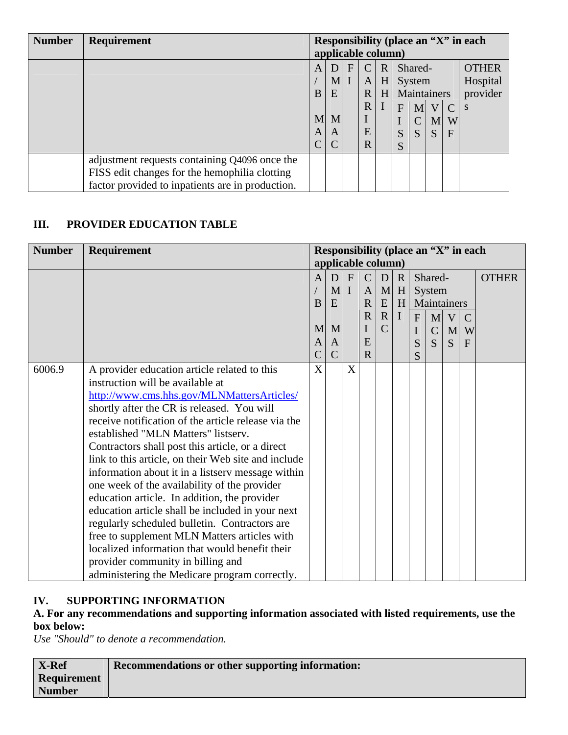| Number | Requirement | Responsibility (place an "X" in each applicable column) | | | | | | | | | |
|---|---|---|---|---|---|---|---|---|---|---|---|
| | | A/B MAC | DME MAC | FI | CARRIER | RHHI | Shared-System Maintainers | | | | OTHER Hospital providers |
| | | | | | | | FISS | MCS | VMS | CWF | |
| | adjustment requests containing Q4096 once the FISS edit changes for the hemophilia clotting factor provided to inpatients are in production. | | | | | | | | | | |

## III. PROVIDER EDUCATION TABLE

| Number | Requirement | Responsibility (place an "X" in each applicable column) | | | | | | | | | | |
|---|---|---|---|---|---|---|---|---|---|---|---|---|
| | | A/B MAC | DME MAC | FI | CARRIER | DMERC | RHHI | Shared-System Maintainers | | | | OTHER |
| | | | | | | | | FISS | MCS | VMS | CWF | |
| 6006.9 | A provider education article related to this instruction will be available at http://www.cms.hhs.gov/MLNMattersArticles/ shortly after the CR is released. You will receive notification of the article release via the established "MLN Matters" listserv. Contractors shall post this article, or a direct link to this article, on their Web site and include information about it in a listserv message within one week of the availability of the provider education article. In addition, the provider education article shall be included in your next regularly scheduled bulletin. Contractors are free to supplement MLN Matters articles with localized information that would benefit their provider community in billing and administering the Medicare program correctly. | X | | X | | | | | | | | |

## IV. SUPPORTING INFORMATION

**A. For any recommendations and supporting information associated with listed requirements, use the box below:**

*Use "Should" to denote a recommendation.*

| X-Ref Requirement Number | Recommendations or other supporting information: |
|---|---|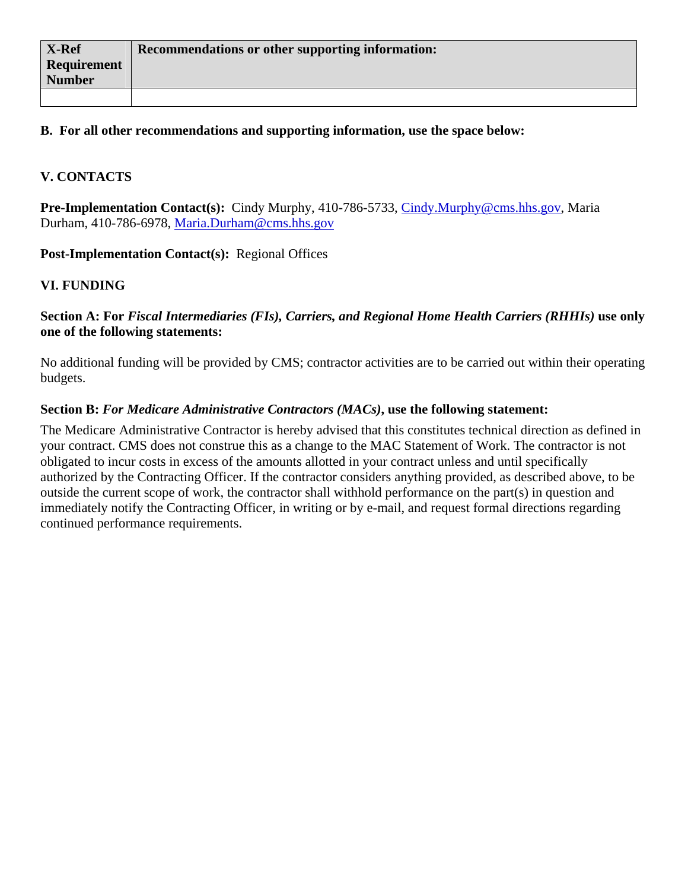| X-Ref Requirement Number | Recommendations or other supporting information: |
| --- | --- |
| | |

**B. For all other recommendations and supporting information, use the space below:**

## V. CONTACTS

**Pre-Implementation Contact(s):** Cindy Murphy, 410-786-5733, Cindy.Murphy@cms.hhs.gov, Maria Durham, 410-786-6978, Maria.Durham@cms.hhs.gov

**Post-Implementation Contact(s):** Regional Offices

## VI. FUNDING

**Section A: For *Fiscal Intermediaries (FIs), Carriers, and Regional Home Health Carriers (RHHIs)* use only one of the following statements:**

No additional funding will be provided by CMS; contractor activities are to be carried out within their operating budgets.

**Section B: *For Medicare Administrative Contractors (MACs)*, use the following statement:**

The Medicare Administrative Contractor is hereby advised that this constitutes technical direction as defined in your contract. CMS does not construe this as a change to the MAC Statement of Work. The contractor is not obligated to incur costs in excess of the amounts allotted in your contract unless and until specifically authorized by the Contracting Officer. If the contractor considers anything provided, as described above, to be outside the current scope of work, the contractor shall withhold performance on the part(s) in question and immediately notify the Contracting Officer, in writing or by e-mail, and request formal directions regarding continued performance requirements.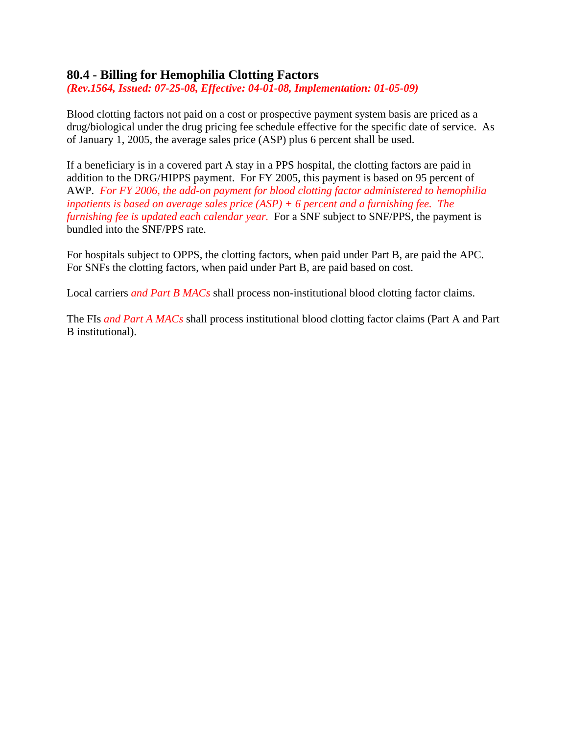### 80.4 - Billing for Hemophilia Clotting Factors

***(Rev.1564, Issued: 07-25-08, Effective: 04-01-08, Implementation: 01-05-09)***

Blood clotting factors not paid on a cost or prospective payment system basis are priced as a drug/biological under the drug pricing fee schedule effective for the specific date of service. As of January 1, 2005, the average sales price (ASP) plus 6 percent shall be used.

If a beneficiary is in a covered part A stay in a PPS hospital, the clotting factors are paid in addition to the DRG/HIPPS payment. For FY 2005, this payment is based on 95 percent of AWP. *For FY 2006, the add-on payment for blood clotting factor administered to hemophilia inpatients is based on average sales price (ASP) + 6 percent and a furnishing fee. The furnishing fee is updated each calendar year.* For a SNF subject to SNF/PPS, the payment is bundled into the SNF/PPS rate.

For hospitals subject to OPPS, the clotting factors, when paid under Part B, are paid the APC. For SNFs the clotting factors, when paid under Part B, are paid based on cost.

Local carriers *and Part B MACs* shall process non-institutional blood clotting factor claims.

The FIs *and Part A MACs* shall process institutional blood clotting factor claims (Part A and Part B institutional).